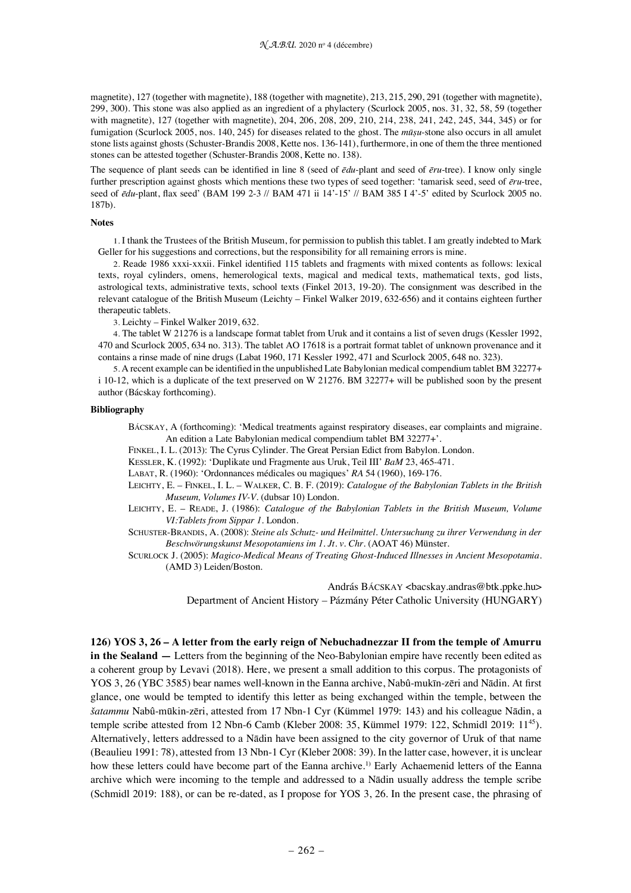magnetite), 127 (together with magnetite), 188 (together with magnetite), 213, 215, 290, 291 (together with magnetite), 299, 300). This stone was also applied as an ingredient of a phylactery (Scurlock 2005, nos. 31, 32, 58, 59 (together with magnetite), 127 (together with magnetite), 204, 206, 208, 209, 210, 214, 238, 241, 242, 245, 344, 345) or for fumigation (Scurlock 2005, nos. 140, 245) for diseases related to the ghost. The *mūṣu*-stone also occurs in all amulet stone lists against ghosts (Schuster-Brandis 2008, Kette nos. 136-141), furthermore, in one of them the three mentioned stones can be attested together (Schuster-Brandis 2008, Kette no. 138).

The sequence of plant seeds can be identified in line 8 (seed of *ēdu*-plant and seed of *ēru*-tree). I know only single further prescription against ghosts which mentions these two types of seed together: 'tamarisk seed, seed of *ēru*-tree, seed of *ēdu*-plant, flax seed' (BAM 199 2-3 // BAM 471 ii 14'-15' // BAM 385 I 4'-5' edited by Scurlock 2005 no. 187b).

**Notes**

1. I thank the Trustees of the British Museum, for permission to publish this tablet. I am greatly indebted to Mark Geller for his suggestions and corrections, but the responsibility for all remaining errors is mine.

2. Reade 1986 xxxi-xxxii. Finkel identified 115 tablets and fragments with mixed contents as follows: lexical texts, royal cylinders, omens, hemerological texts, magical and medical texts, mathematical texts, god lists, astrological texts, administrative texts, school texts (Finkel 2013, 19-20). The consignment was described in the relevant catalogue of the British Museum (Leichty – Finkel Walker 2019, 632-656) and it contains eighteen further therapeutic tablets.

3. Leichty – Finkel Walker 2019, 632.

4. The tablet W 21276 is a landscape format tablet from Uruk and it contains a list of seven drugs (Kessler 1992, 470 and Scurlock 2005, 634 no. 313). The tablet AO 17618 is a portrait format tablet of unknown provenance and it contains a rinse made of nine drugs (Labat 1960, 171 Kessler 1992, 471 and Scurlock 2005, 648 no. 323).

5. A recent example can be identified in the unpublished Late Babylonian medical compendium tablet BM 32277+ i 10-12, which is a duplicate of the text preserved on W 21276. BM 32277+ will be published soon by the present author (Bácskay forthcoming).

**Bibliography**

BÁCSKAY, A (forthcoming): 'Medical treatments against respiratory diseases, ear complaints and migraine. An edition a Late Babylonian medical compendium tablet BM 32277+'.

FINKEL, I. L. (2013): The Cyrus Cylinder. The Great Persian Edict from Babylon. London.

KESSLER, K. (1992): 'Duplikate und Fragmente aus Uruk, Teil III' *BaM* 23, 465-471.

LABAT, R. (1960): 'Ordonnances médicales ou magiques' *RA* 54 (1960), 169-176.

LEICHTY, E. – FINKEL, I. L. – WALKER, C. B. F. (2019): *Catalogue of the Babylonian Tablets in the British Museum, Volumes IV-V*. (dubsar 10) London.

LEICHTY, E. – READE, J. (1986): *Catalogue of the Babylonian Tablets in the British Museum, Volume VI:Tablets from Sippar 1*. London.

SCHUSTER-BRANDIS, A. (2008): *Steine als Schutz- und Heilmittel. Untersuchung zu ihrer Verwendung in der Beschwörungskunst Mesopotamiens im 1. Jt. v. Chr*. (AOAT 46) Münster.

SCURLOCK J. (2005): *Magico-Medical Means of Treating Ghost-Induced Illnesses in Ancient Mesopotamia*. (AMD 3) Leiden/Boston.

András BÁCSKAY <bacskay.andras@btk.ppke.hu>
Department of Ancient History – Pázmány Péter Catholic University (HUNGARY)

**126) YOS 3, 26 – A letter from the early reign of Nebuchadnezzar II from the temple of Amurru in the Sealand —** Letters from the beginning of the Neo-Babylonian empire have recently been edited as a coherent group by Levavi (2018). Here, we present a small addition to this corpus. The protagonists of YOS 3, 26 (YBC 3585) bear names well-known in the Eanna archive, Nabû-mukīn-zēri and Nādin. At first glance, one would be tempted to identify this letter as being exchanged within the temple, between the *šatammu* Nabû-mūkin-zēri, attested from 17 Nbn-1 Cyr (Kümmel 1979: 143) and his colleague Nādin, a temple scribe attested from 12 Nbn-6 Camb (Kleber 2008: 35, Kümmel 1979: 122, Schmidl 2019: 11[45]). Alternatively, letters addressed to a Nādin have been assigned to the city governor of Uruk of that name (Beaulieu 1991: 78), attested from 13 Nbn-1 Cyr (Kleber 2008: 39). In the latter case, however, it is unclear how these letters could have become part of the Eanna archive.[1] Early Achaemenid letters of the Eanna archive which were incoming to the temple and addressed to a Nādin usually address the temple scribe (Schmidl 2019: 188), or can be re-dated, as I propose for YOS 3, 26. In the present case, the phrasing of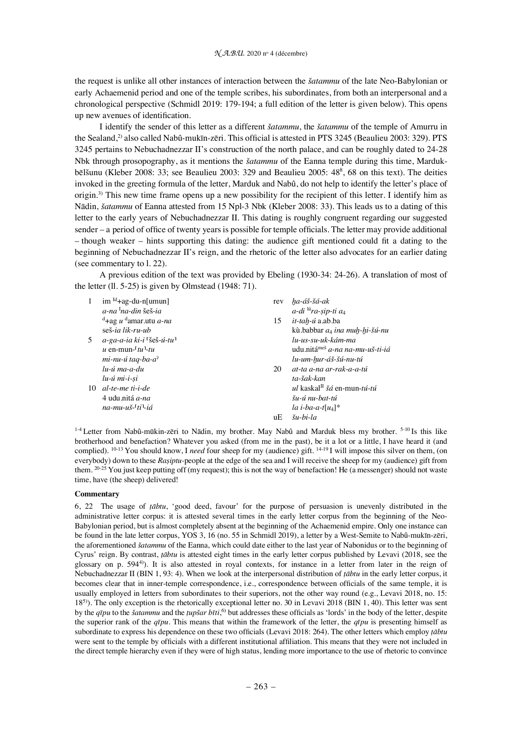the request is unlike all other instances of interaction between the *šatammu* of the late Neo-Babylonian or early Achaemenid period and one of the temple scribes, his subordinates, from both an interpersonal and a chronological perspective (Schmidl 2019: 179-194; a full edition of the letter is given below). This opens up new avenues of identification.

I identify the sender of this letter as a different *šatammu*, the *šatammu* of the temple of Amurru in the Sealand,[2] also called Nabû-mukīn-zēri. This official is attested in PTS 3245 (Beaulieu 2003: 329). PTS 3245 pertains to Nebuchadnezzar II's construction of the north palace, and can be roughly dated to 24-28 Nbk through prosopography, as it mentions the *šatammu* of the Eanna temple during this time, Marduk-bēlšunu (Kleber 2008: 33; see Beaulieu 2003: 329 and Beaulieu 2005: 48[8], 68 on this text). The deities invoked in the greeting formula of the letter, Marduk and Nabû, do not help to identify the letter's place of origin.[3] This new time frame opens up a new possibility for the recipient of this letter. I identify him as Nādin, *šatammu* of Eanna attested from 15 Npl-3 Nbk (Kleber 2008: 33). This leads us to a dating of this letter to the early years of Nebuchadnezzar II. This dating is roughly congruent regarding our suggested sender – a period of office of twenty years is possible for temple officials. The letter may provide additional – though weaker – hints supporting this dating: the audience gift mentioned could fit a dating to the beginning of Nebuchadnezzar II's reign, and the rhetoric of the letter also advocates for an earlier dating (see commentary to l. 22).

A previous edition of the text was provided by Ebeling (1930-34: 24-26). A translation of most of the letter (ll. 5-25) is given by Olmstead (1948: 71).

| | | | |
|---|---|---|---|
| 1 | im [Id]+ag-du-n[umun] | rev | *ḫa-áš-šá-ak* |
| | *a-na* [I]*na-din* šeš-*ia* | | *a-di* [lú]*ra-ṣip-ti a*₄ |
| | [d]+ag *u* [d]amar.utu *a-na* | 15 | *it-taḫ-ú* a.ab.ba |
| | seš-*ia lik-ru-ub* | | kù.babbar *a*₄ *ina muḫ-ḫi-šú-nu* |
| 5 | *a-ga-a-ia ki-i* ⸢šeš-*ú-tu*⸣ | | *lu-us-su-uk-kám-ma* |
| | *u* en-mun-⸢*tu*⸣-*tu* | | udu.nitá[meš] *a-na na-mu-uš-ti-iá* |
| | *mi-nu-ú taq-ba-a*ʾ | | *lu-um-ḫur-áš-šú-nu-tú* |
| | *lu-ú ma-a-du* | 20 | *at-ta a-na ar-rak-a-a-tú* |
| | *lu-ú mi-i-ṣi* | | *ta-šak-kan* |
| 10 | *al-te-me ti-i-de* | | *ul* kaskal[II] *šá* en-mun-*tú-tú* |
| | 4 udu.nitá *a-na* | | *šu-ú nu-bat-tú* |
| | *na-mu-uš-*⸢*ti*⸣-*iá* | | *la i-ba-a-t*[*u*₄]* |
| | | uE | *šu-bi-la* |

[1-4] Letter from Nabû-mūkin-zēri to Nādin, my brother. May Nabû and Marduk bless my brother. [5-10] Is this like brotherhood and benefaction? Whatever you asked (from me in the past), be it a lot or a little, I have heard it (and complied). [10-13] You should know, I *need* four sheep for my (audience) gift. [14-19] I will impose this silver on them, (on everybody) down to these *Raṣiptu*-people at the edge of the sea and I will receive the sheep for my (audience) gift from them. [20-25] You just keep putting off (my request); this is not the way of benefaction! He (a messenger) should not waste time, have (the sheep) delivered!

**Commentary**

6, 22 The usage of *ṭābtu*, 'good deed, favour' for the purpose of persuasion is unevenly distributed in the administrative letter corpus: it is attested several times in the early letter corpus from the beginning of the Neo-Babylonian period, but is almost completely absent at the beginning of the Achaemenid empire. Only one instance can be found in the late letter corpus, YOS 3, 16 (no. 55 in Schmidl 2019), a letter by a West-Semite to Nabû-mukīn-zēri, the aforementioned *šatammu* of the Eanna, which could date either to the last year of Nabonidus or to the beginning of Cyrus' reign. By contrast, *ṭābtu* is attested eight times in the early letter corpus published by Levavi (2018, see the glossary on p. 594[4]). It is also attested in royal contexts, for instance in a letter from later in the reign of Nebuchadnezzar II (BIN 1, 93: 4). When we look at the interpersonal distribution of *ṭābtu* in the early letter corpus, it becomes clear that in inner-temple correspondence, i.e., correspondence between officials of the same temple, it is usually employed in letters from subordinates to their superiors, not the other way round (e.g., Levavi 2018, no. 15: 18[5]). The only exception is the rhetorically exceptional letter no. 30 in Levavi 2018 (BIN 1, 40). This letter was sent by the *qīpu* to the *šatammu* and the *ṭupšar bīti*,[6] but addresses these officials as 'lords' in the body of the letter, despite the superior rank of the *qīpu*. This means that within the framework of the letter, the *qīpu* is presenting himself as subordinate to express his dependence on these two officials (Levavi 2018: 264). The other letters which employ *ṭābtu* were sent to the temple by officials with a different institutional affiliation. This means that they were not included in the direct temple hierarchy even if they were of high status, lending more importance to the use of rhetoric to convince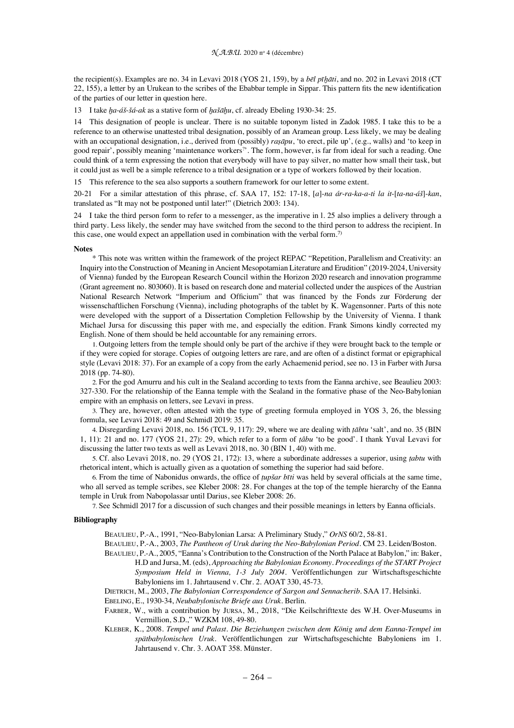the recipient(s). Examples are no. 34 in Levavi 2018 (YOS 21, 159), by a *bēl pīḫāti*, and no. 202 in Levavi 2018 (CT 22, 155), a letter by an Urukean to the scribes of the Ebabbar temple in Sippar. This pattern fits the new identification of the parties of our letter in question here.

13 I take *ḫa-áš-šá-ak* as a stative form of *ḫašāḫu*, cf. already Ebeling 1930-34: 25.

14 This designation of people is unclear. There is no suitable toponym listed in Zadok 1985. I take this to be a reference to an otherwise unattested tribal designation, possibly of an Aramean group. Less likely, we may be dealing with an occupational designation, i.e., derived from (possibly) *raṣāpu*, 'to erect, pile up', (e.g., walls) and 'to keep in good repair', possibly meaning 'maintenance workers?'. The form, however, is far from ideal for such a reading. One could think of a term expressing the notion that everybody will have to pay silver, no matter how small their task, but it could just as well be a simple reference to a tribal designation or a type of workers followed by their location.

15 This reference to the sea also supports a southern framework for our letter to some extent.

20-21 For a similar attestation of this phrase, cf. SAA 17, 152: 17-18, [*a*]-*na ár-ra-ka-a-ti la it*-[*ta-na-áš*]-*kan*, translated as "It may not be postponed until later!" (Dietrich 2003: 134).

24 I take the third person form to refer to a messenger, as the imperative in l. 25 also implies a delivery through a third party. Less likely, the sender may have switched from the second to the third person to address the recipient. In this case, one would expect an appellation used in combination with the verbal form.[7]

**Notes**

\* This note was written within the framework of the project REPAC "Repetition, Parallelism and Creativity: an Inquiry into the Construction of Meaning in Ancient Mesopotamian Literature and Erudition" (2019-2024, University of Vienna) funded by the European Research Council within the Horizon 2020 research and innovation programme (Grant agreement no. 803060). It is based on research done and material collected under the auspices of the Austrian National Research Network "Imperium and Officium" that was financed by the Fonds zur Förderung der wissenschaftlichen Forschung (Vienna), including photographs of the tablet by K. Wagensonner. Parts of this note were developed with the support of a Dissertation Completion Fellowship by the University of Vienna. I thank Michael Jursa for discussing this paper with me, and especially the edition. Frank Simons kindly corrected my English. None of them should be held accountable for any remaining errors.

1. Outgoing letters from the temple should only be part of the archive if they were brought back to the temple or if they were copied for storage. Copies of outgoing letters are rare, and are often of a distinct format or epigraphical style (Levavi 2018: 37). For an example of a copy from the early Achaemenid period, see no. 13 in Farber with Jursa 2018 (pp. 74-80).

2. For the god Amurru and his cult in the Sealand according to texts from the Eanna archive, see Beaulieu 2003: 327-330. For the relationship of the Eanna temple with the Sealand in the formative phase of the Neo-Babylonian empire with an emphasis on letters, see Levavi in press.

3. They are, however, often attested with the type of greeting formula employed in YOS 3, 26, the blessing formula, see Levavi 2018: 49 and Schmidl 2019: 35.

4. Disregarding Levavi 2018, no. 156 (TCL 9, 117): 29, where we are dealing with *ṭābtu* 'salt', and no. 35 (BIN 1, 11): 21 and no. 177 (YOS 21, 27): 29, which refer to a form of *ṭâbu* 'to be good'. I thank Yuval Levavi for discussing the latter two texts as well as Levavi 2018, no. 30 (BIN 1, 40) with me.

5. Cf. also Levavi 2018, no. 29 (YOS 21, 172): 13, where a subordinate addresses a superior, using *ṭabtu* with rhetorical intent, which is actually given as a quotation of something the superior had said before.

6. From the time of Nabonidus onwards, the office of *ṭupšar bīti* was held by several officials at the same time, who all served as temple scribes, see Kleber 2008: 28. For changes at the top of the temple hierarchy of the Eanna temple in Uruk from Nabopolassar until Darius, see Kleber 2008: 26.

7. See Schmidl 2017 for a discussion of such changes and their possible meanings in letters by Eanna officials.

**Bibliography**

BEAULIEU, P.-A., 1991, "Neo-Babylonian Larsa: A Preliminary Study," *OrNS* 60/2, 58-81.

BEAULIEU, P.-A., 2003, *The Pantheon of Uruk during the Neo-Babylonian Period*. CM 23. Leiden/Boston.

BEAULIEU, P.-A., 2005, "Eanna's Contribution to the Construction of the North Palace at Babylon," in: Baker, H.D and Jursa, M. (eds), *Approaching the Babylonian Economy. Proceedings of the START Project Symposium Held in Vienna, 1-3 July 2004*. Veröffentlichungen zur Wirtschaftsgeschichte Babyloniens im 1. Jahrtausend v. Chr. 2. AOAT 330, 45-73.

DIETRICH, M., 2003, *The Babylonian Correspondence of Sargon and Sennacherib*. SAA 17. Helsinki.

EBELING, E., 1930-34, *Neubabylonische Briefe aus Uruk*. Berlin.

FARBER, W., with a contribution by JURSA, M., 2018, "Die Keilschrifttexte des W.H. Over-Museums in Vermillion, S.D.," WZKM 108, 49-80.

KLEBER, K., 2008. *Tempel und Palast. Die Beziehungen zwischen dem König und dem Eanna-Tempel im spätbabylonischen Uruk*. Veröffentlichungen zur Wirtschaftsgeschichte Babyloniens im 1. Jahrtausend v. Chr. 3. AOAT 358. Münster.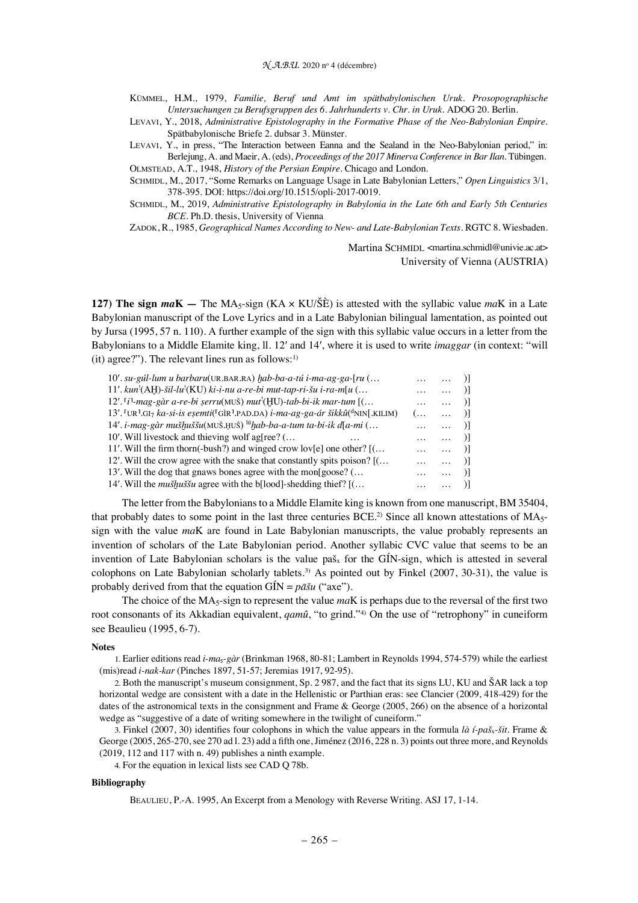KÜMMEL, H.M., 1979, *Familie, Beruf und Amt im spätbabylonischen Uruk. Prosopographische Untersuchungen zu Berufsgruppen des 6. Jahrhunderts v. Chr. in Uruk*. ADOG 20. Berlin.

LEVAVI, Y., 2018, *Administrative Epistolography in the Formative Phase of the Neo-Babylonian Empire*. Spätbabylonische Briefe 2. dubsar 3. Münster.

LEVAVI, Y., in press, "The Interaction between Eanna and the Sealand in the Neo-Babylonian period," in: Berlejung, A. and Maeir, A. (eds), *Proceedings of the 2017 Minerva Conference in Bar Ilan*. Tübingen.

OLMSTEAD, A.T., 1948, *History of the Persian Empire*. Chicago and London.

SCHMIDL, M., 2017, "Some Remarks on Language Usage in Late Babylonian Letters," *Open Linguistics* 3/1, 378-395. DOI: https://doi.org/10.1515/opli-2017-0019.

SCHMIDL, M., 2019, *Administrative Epistolography in Babylonia in the Late 6th and Early 5th Centuries BCE*. Ph.D. thesis, University of Vienna

ZADOK, R., 1985, *Geographical Names According to New- and Late-Babylonian Texts*. RGTC 8. Wiesbaden.

Martina SCHMIDL <martina.schmidl@univie.ac.at>
University of Vienna (AUSTRIA)

**127) The sign *ma*K —** The $MA_5$-sign (KA × KU/ŠÈ) is attested with the syllabic value *ma*K in a Late Babylonian manuscript of the Love Lyrics and in a Late Babylonian bilingual lamentation, as pointed out by Jursa (1995, 57 n. 110). A further example of the sign with this syllabic value occurs in a letter from the Babylonians to a Middle Elamite king, ll. 12′ and 14′, where it is used to write *imaggar* (in context: "will (it) agree?"). The relevant lines run as follows:[1]

10′. *su-gúl-lum u barbaru*(UR.BAR.RA) *ḫab-ba-a-tú i-ma-ag-ga-*[*ru* (… … … )]
11′. *kun*!(AḪ)-*šil-lu*!(KU) *ki-i-nu a-re-bi mut-tap-ri-šu i-ra-m*[*u* (… … … )]
12′. ⸢*i*⸣-*mag-gàr a-re-bi ṣerru*(MUŠ) *mut*!(ḪU)-*tab-bi-ik mar-tum* [(… … … )]
13′. ⸢UR⸣.$GI_7$ *ka-si-is eṣemti*(⸢GÌR⸣.PAD.DA) *i-ma-ag-ga-ár šikkû*(ᵈNIN[.KILIM) (… … )]
14′. *i-mag-gàr mušḫuššu*(MUŠ.ḪUŠ) ˡᵘ́*ḫab-ba-a-tum ta-bi-ik d*[*a-mi* (… … … )]
10′. Will livestock and thieving wolf ag[ree? (… … … … )]
11′. Will the firm thorn(-bush?) and winged crow lov[e] one other? [(… … … )]
12′. Will the crow agree with the snake that constantly spits poison? [(… … … )]
13′. Will the dog that gnaws bones agree with the mon[goose? (… … … )]
14′. Will the *mušḫuššu* agree with the b[lood]-shedding thief? [(… … … )]

The letter from the Babylonians to a Middle Elamite king is known from one manuscript, BM 35404, that probably dates to some point in the last three centuries BCE.[2] Since all known attestations of $MA_5$-sign with the value *ma*K are found in Late Babylonian manuscripts, the value probably represents an invention of scholars of the Late Babylonian period. Another syllabic CVC value that seems to be an invention of Late Babylonian scholars is the value $paš_x$ for the GÍN-sign, which is attested in several colophons on Late Babylonian scholarly tablets.[3] As pointed out by Finkel (2007, 30-31), the value is probably derived from that the equation GÍN = *pāšu* ("axe").

The choice of the $MA_5$-sign to represent the value *ma*K is perhaps due to the reversal of the first two root consonants of its Akkadian equivalent, *qamû*, "to grind."[4] On the use of "retrophony" in cuneiform see Beaulieu (1995, 6-7).

#### Notes

1. Earlier editions read *i-ma₅-gàr* (Brinkman 1968, 80-81; Lambert in Reynolds 1994, 574-579) while the earliest (mis)read *i-nak-kar* (Pinches 1897, 51-57; Jeremias 1917, 92-95).

2. Both the manuscript's museum consignment, Sp. 2 987, and the fact that its signs LU, KU and ŠAR lack a top horizontal wedge are consistent with a date in the Hellenistic or Parthian eras: see Clancier (2009, 418-429) for the dates of the astronomical texts in the consignment and Frame & George (2005, 266) on the absence of a horizontal wedge as "suggestive of a date of writing somewhere in the twilight of cuneiform."

3. Finkel (2007, 30) identifies four colophons in which the value appears in the formula *là í-pašₓ-šit*. Frame & George (2005, 265-270, see 270 ad l. 23) add a fifth one, Jiménez (2016, 228 n. 3) points out three more, and Reynolds (2019, 112 and 117 with n. 49) publishes a ninth example.

4. For the equation in lexical lists see CAD Q 78b.

#### Bibliography

BEAULIEU, P.-A. 1995, An Excerpt from a Menology with Reverse Writing. ASJ 17, 1-14.